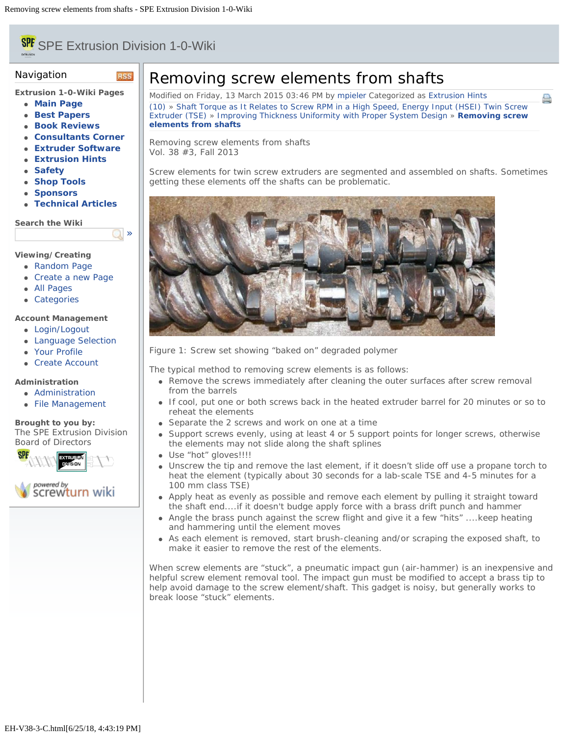# Removing screw elements from shafts

Modified on Friday, 13 March 2015 03:46 PM by mpieler Categorized as Extrusion Hints

(10) » Shaft Torque as It Relates to Screw RPM in a High Speed, Energy Input (HSEI) Twin Screw Extruder (TSE) » Improving Thickness Uniformity with Proper System Design » **Removing screw elements from shafts**

Removing screw elements from shafts
Vol. 38 #3, Fall 2013

Screw elements for twin screw extruders are segmented and assembled on shafts. Sometimes getting these elements off the shafts can be problematic.

Figure 1: Screw set showing "baked on" degraded polymer

The typical method to removing screw elements is as follows:

- Remove the screws immediately after cleaning the outer surfaces after screw removal from the barrels
- If cool, put one or both screws back in the heated extruder barrel for 20 minutes or so to reheat the elements
- Separate the 2 screws and work on one at a time
- Support screws evenly, using at least 4 or 5 support points for longer screws, otherwise the elements may not slide along the shaft splines
- Use "hot" gloves!!!!
- Unscrew the tip and remove the last element, if it doesn't slide off use a propane torch to heat the element (typically about 30 seconds for a lab-scale TSE and 4-5 minutes for a 100 mm class TSE)
- Apply heat as evenly as possible and remove each element by pulling it straight toward the shaft end....if it doesn't budge apply force with a brass drift punch and hammer
- Angle the brass punch against the screw flight and give it a few "hits" ....keep heating and hammering until the element moves
- As each element is removed, start brush-cleaning and/or scraping the exposed shaft, to make it easier to remove the rest of the elements.

When screw elements are "stuck", a pneumatic impact gun (air-hammer) is an inexpensive and helpful screw element removal tool. The impact gun must be modified to accept a brass tip to help avoid damage to the screw element/shaft. This gadget is noisy, but generally works to break loose "stuck" elements.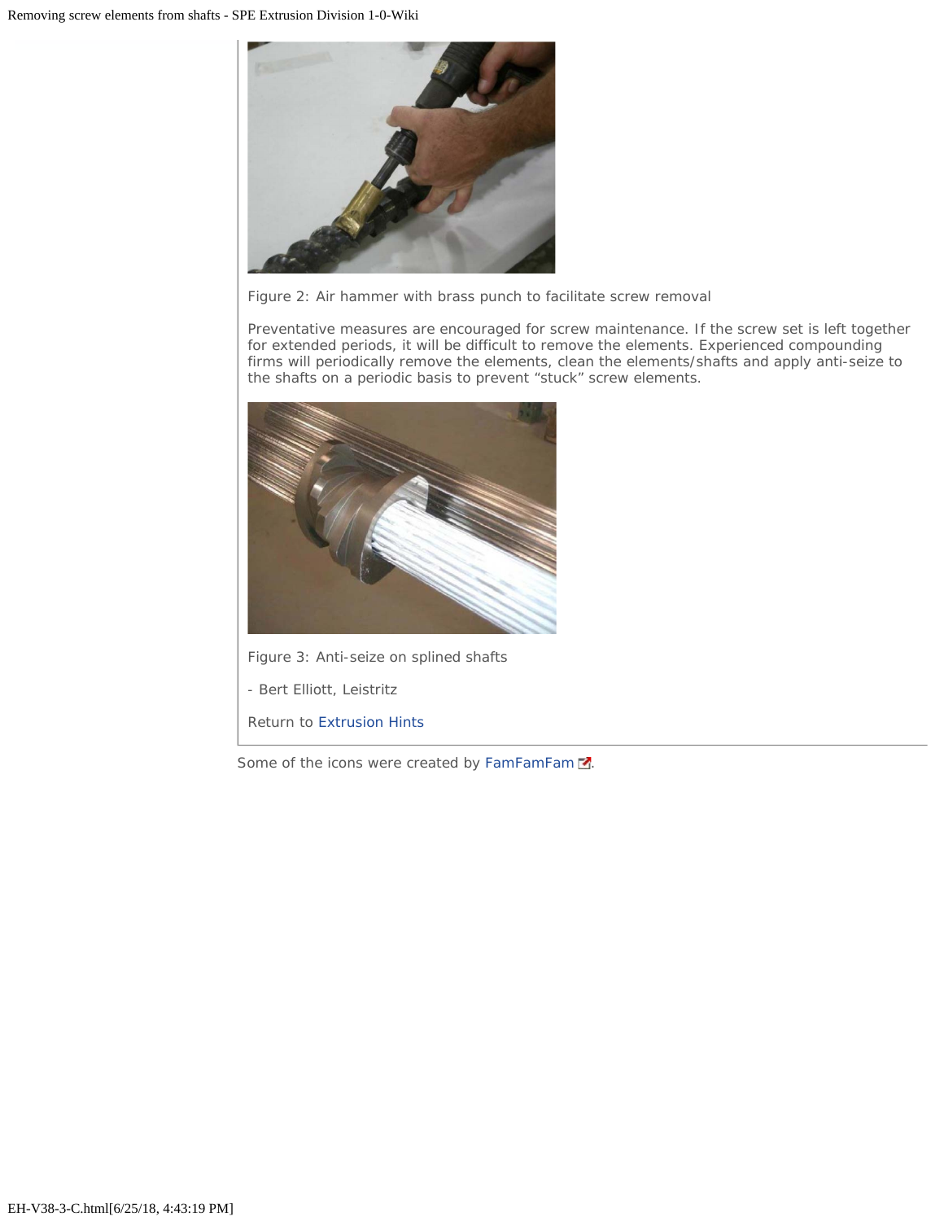Figure 2: Air hammer with brass punch to facilitate screw removal

Preventative measures are encouraged for screw maintenance. If the screw set is left together for extended periods, it will be difficult to remove the elements. Experienced compounding firms will periodically remove the elements, clean the elements/shafts and apply anti-seize to the shafts on a periodic basis to prevent “stuck” screw elements.

Figure 3: Anti-seize on splined shafts

- Bert Elliott, Leistritz

Return to Extrusion Hints

Some of the icons were created by FamFamFam.